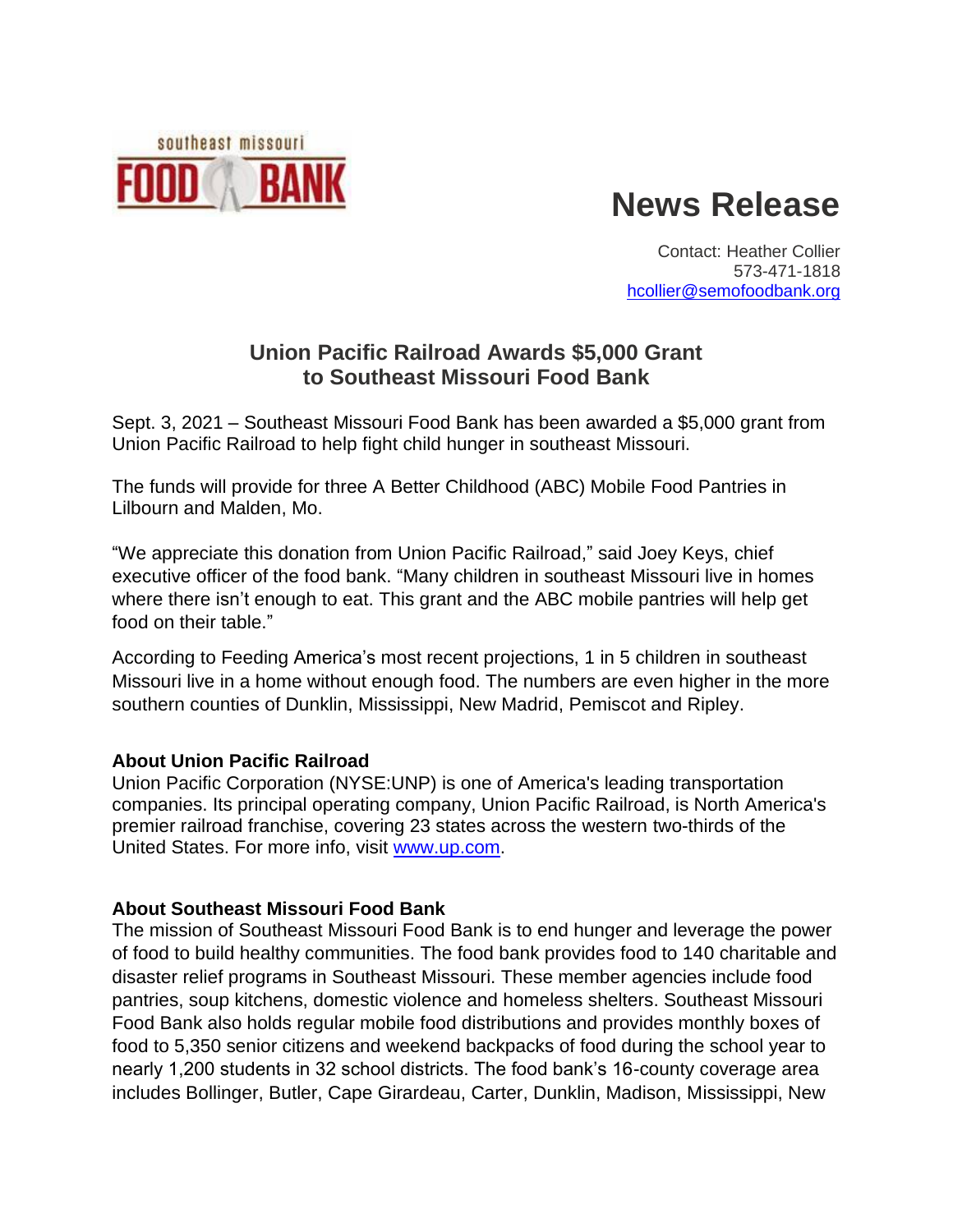southeast missouri FOOD BANK

# News Release

Contact: Heather Collier
573-471-1818
hcollier@semofoodbank.org

## Union Pacific Railroad Awards $5,000 Grant to Southeast Missouri Food Bank

Sept. 3, 2021 – Southeast Missouri Food Bank has been awarded a $5,000 grant from Union Pacific Railroad to help fight child hunger in southeast Missouri.

The funds will provide for three A Better Childhood (ABC) Mobile Food Pantries in Lilbourn and Malden, Mo.

"We appreciate this donation from Union Pacific Railroad," said Joey Keys, chief executive officer of the food bank. "Many children in southeast Missouri live in homes where there isn't enough to eat. This grant and the ABC mobile pantries will help get food on their table."

According to Feeding America's most recent projections, 1 in 5 children in southeast Missouri live in a home without enough food. The numbers are even higher in the more southern counties of Dunklin, Mississippi, New Madrid, Pemiscot and Ripley.

**About Union Pacific Railroad**
Union Pacific Corporation (NYSE:UNP) is one of America's leading transportation companies. Its principal operating company, Union Pacific Railroad, is North America's premier railroad franchise, covering 23 states across the western two-thirds of the United States. For more info, visit www.up.com.

**About Southeast Missouri Food Bank**
The mission of Southeast Missouri Food Bank is to end hunger and leverage the power of food to build healthy communities. The food bank provides food to 140 charitable and disaster relief programs in Southeast Missouri. These member agencies include food pantries, soup kitchens, domestic violence and homeless shelters. Southeast Missouri Food Bank also holds regular mobile food distributions and provides monthly boxes of food to 5,350 senior citizens and weekend backpacks of food during the school year to nearly 1,200 students in 32 school districts. The food bank's 16-county coverage area includes Bollinger, Butler, Cape Girardeau, Carter, Dunklin, Madison, Mississippi, New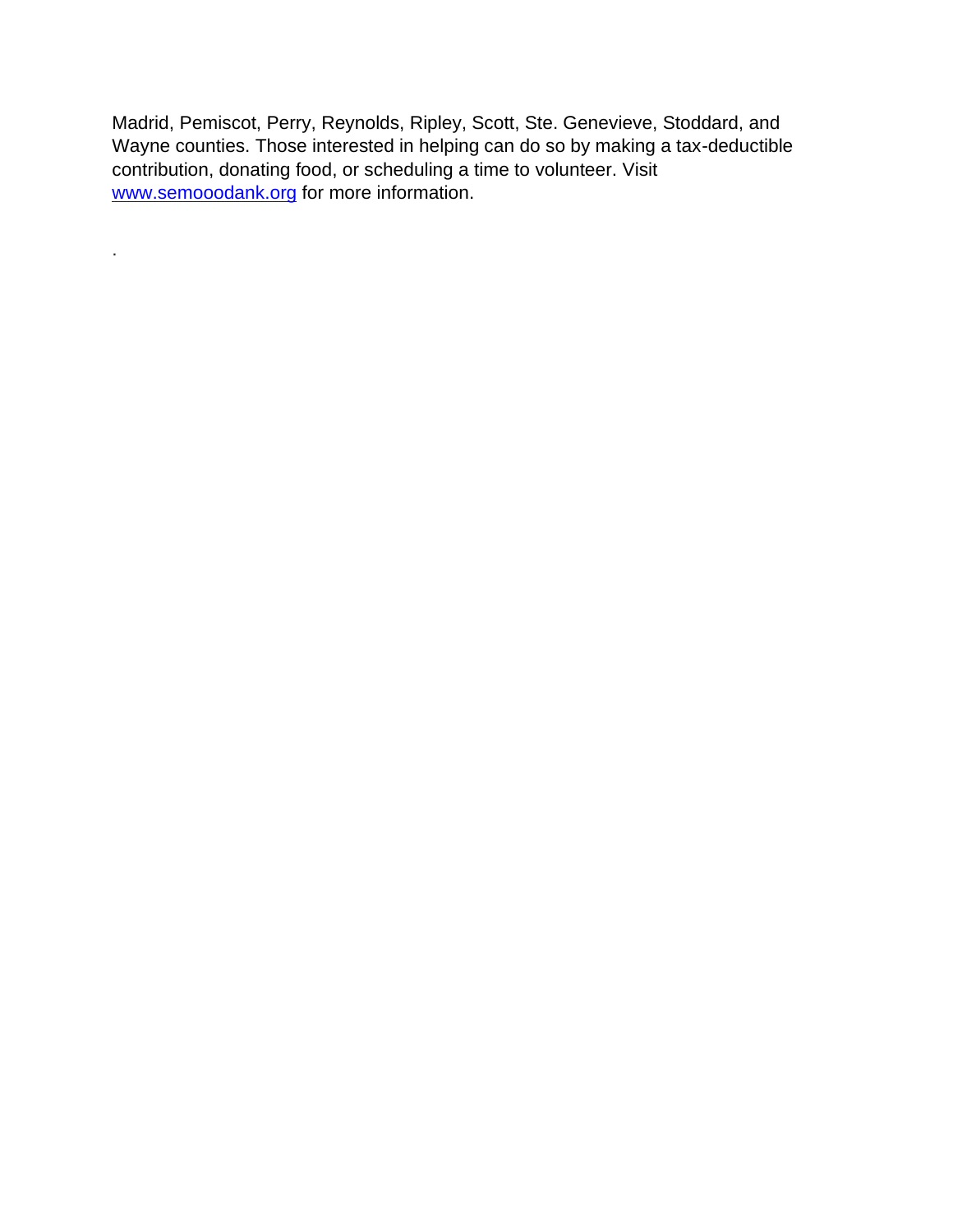Madrid, Pemiscot, Perry, Reynolds, Ripley, Scott, Ste. Genevieve, Stoddard, and Wayne counties. Those interested in helping can do so by making a tax-deductible contribution, donating food, or scheduling a time to volunteer. Visit www.semooodank.org for more information.

.